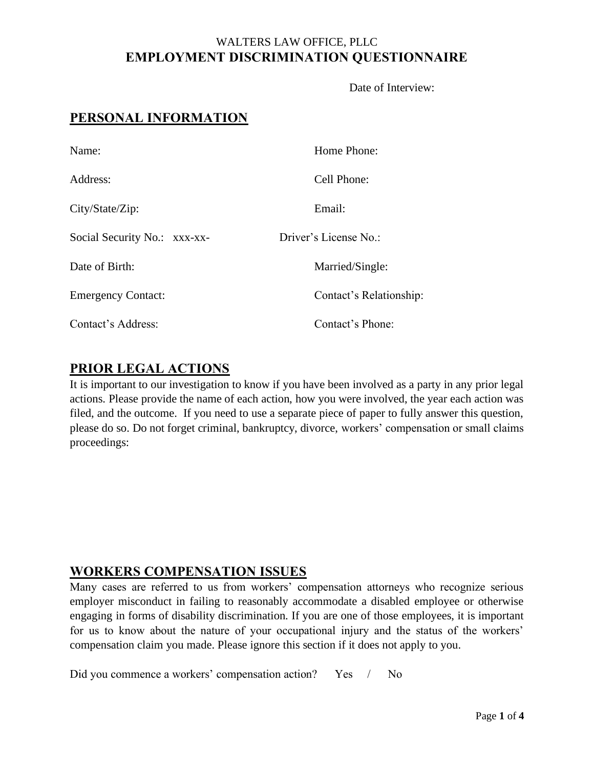WALTERS LAW OFFICE, PLLC

# EMPLOYMENT DISCRIMINATION QUESTIONNAIRE

Date of Interview:

## PERSONAL INFORMATION

| | |
|---|---|
| Name: | Home Phone: |
| Address: | Cell Phone: |
| City/State/Zip: | Email: |
| Social Security No.: xxx-xx- | Driver's License No.: |
| Date of Birth: | Married/Single: |
| Emergency Contact: | Contact's Relationship: |
| Contact's Address: | Contact's Phone: |

## PRIOR LEGAL ACTIONS

It is important to our investigation to know if you have been involved as a party in any prior legal actions. Please provide the name of each action, how you were involved, the year each action was filed, and the outcome. If you need to use a separate piece of paper to fully answer this question, please do so. Do not forget criminal, bankruptcy, divorce, workers' compensation or small claims proceedings:

## WORKERS COMPENSATION ISSUES

Many cases are referred to us from workers' compensation attorneys who recognize serious employer misconduct in failing to reasonably accommodate a disabled employee or otherwise engaging in forms of disability discrimination. If you are one of those employees, it is important for us to know about the nature of your occupational injury and the status of the workers' compensation claim you made. Please ignore this section if it does not apply to you.

Did you commence a workers' compensation action? Yes / No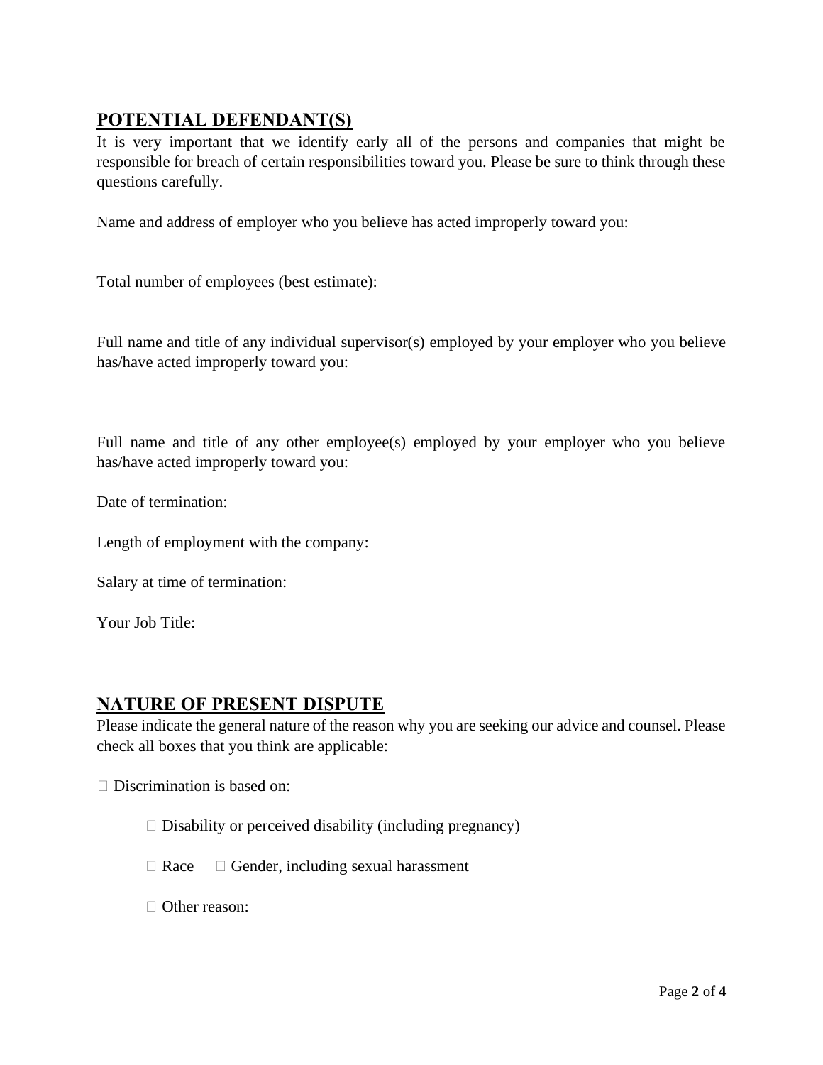## POTENTIAL DEFENDANT(S)

It is very important that we identify early all of the persons and companies that might be responsible for breach of certain responsibilities toward you. Please be sure to think through these questions carefully.

Name and address of employer who you believe has acted improperly toward you:

Total number of employees (best estimate):

Full name and title of any individual supervisor(s) employed by your employer who you believe has/have acted improperly toward you:

Full name and title of any other employee(s) employed by your employer who you believe has/have acted improperly toward you:

Date of termination:

Length of employment with the company:

Salary at time of termination:

Your Job Title:

## NATURE OF PRESENT DISPUTE

Please indicate the general nature of the reason why you are seeking our advice and counsel. Please check all boxes that you think are applicable:

☐ Discrimination is based on:

- ☐ Disability or perceived disability (including pregnancy)
- ☐ Race ☐ Gender, including sexual harassment
- ☐ Other reason: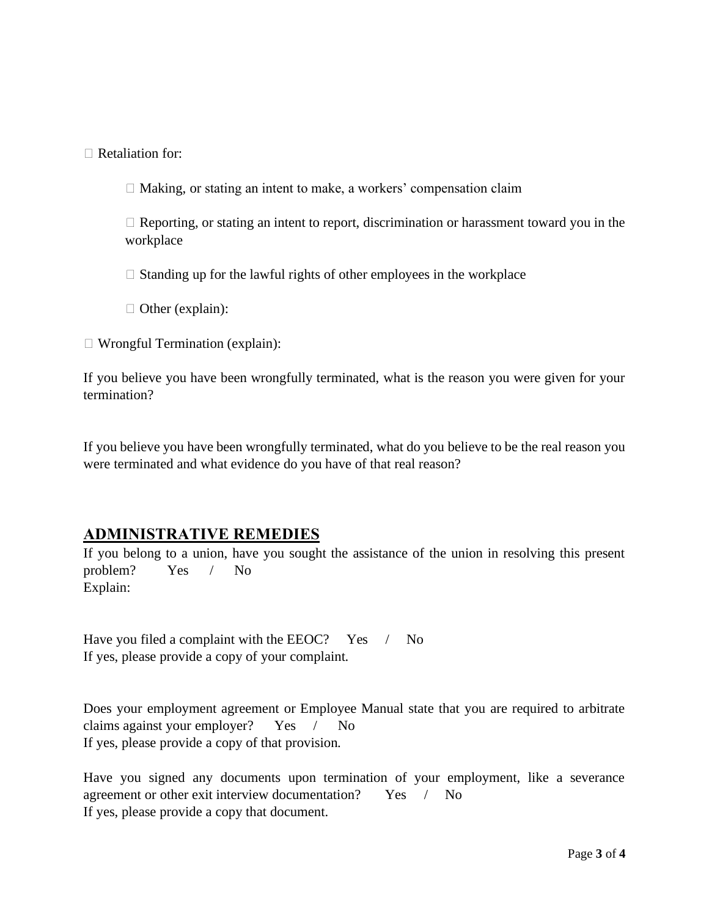☐ Retaliation for:

  ☐ Making, or stating an intent to make, a workers' compensation claim

  ☐ Reporting, or stating an intent to report, discrimination or harassment toward you in the workplace

  ☐ Standing up for the lawful rights of other employees in the workplace

  ☐ Other (explain):

☐ Wrongful Termination (explain):

If you believe you have been wrongfully terminated, what is the reason you were given for your termination?

If you believe you have been wrongfully terminated, what do you believe to be the real reason you were terminated and what evidence do you have of that real reason?

## ADMINISTRATIVE REMEDIES

If you belong to a union, have you sought the assistance of the union in resolving this present problem? Yes / No
Explain:

Have you filed a complaint with the EEOC? Yes / No
If yes, please provide a copy of your complaint.

Does your employment agreement or Employee Manual state that you are required to arbitrate claims against your employer? Yes / No
If yes, please provide a copy of that provision.

Have you signed any documents upon termination of your employment, like a severance agreement or other exit interview documentation? Yes / No
If yes, please provide a copy that document.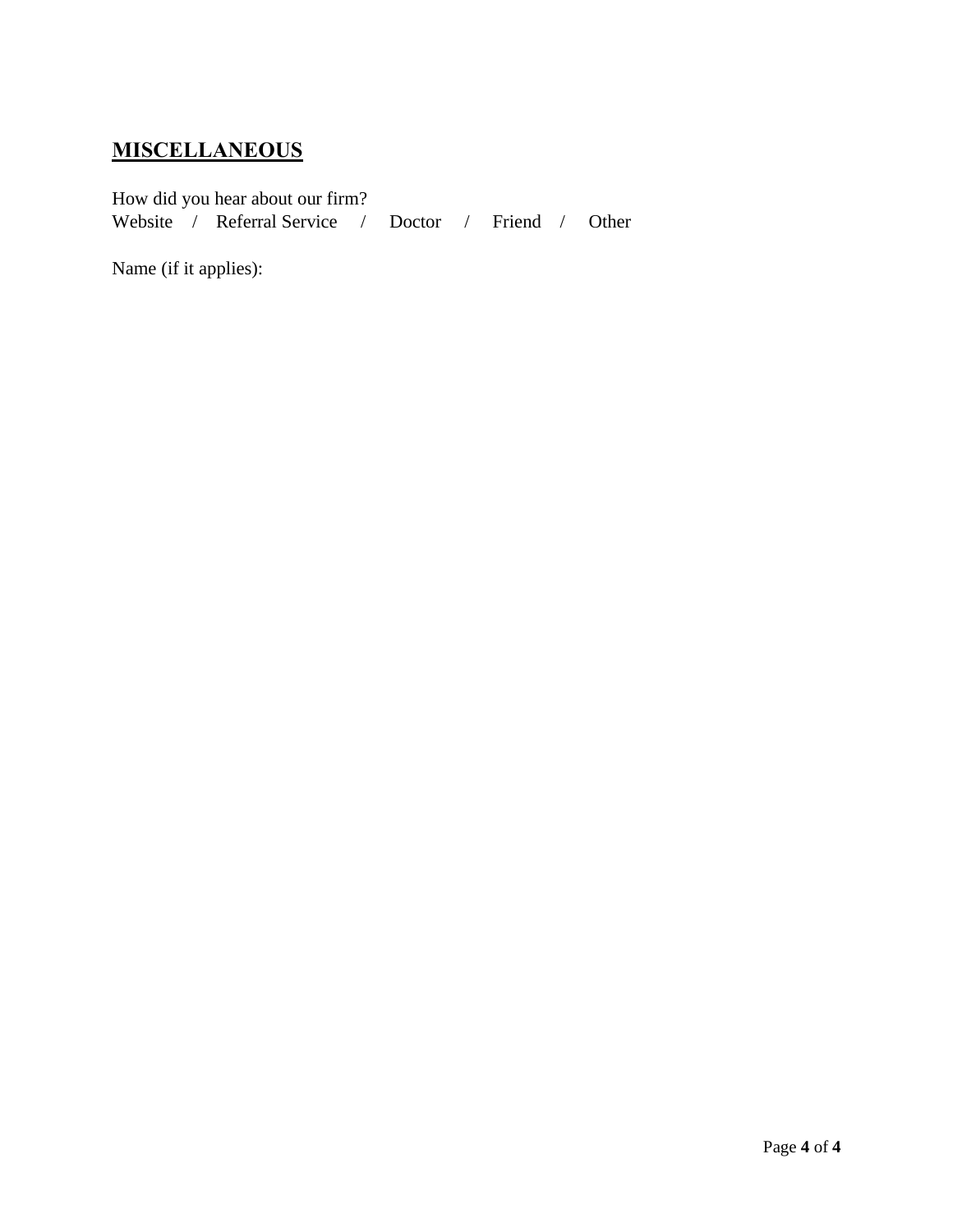## MISCELLANEOUS

How did you hear about our firm?
Website / Referral Service / Doctor / Friend / Other

Name (if it applies):